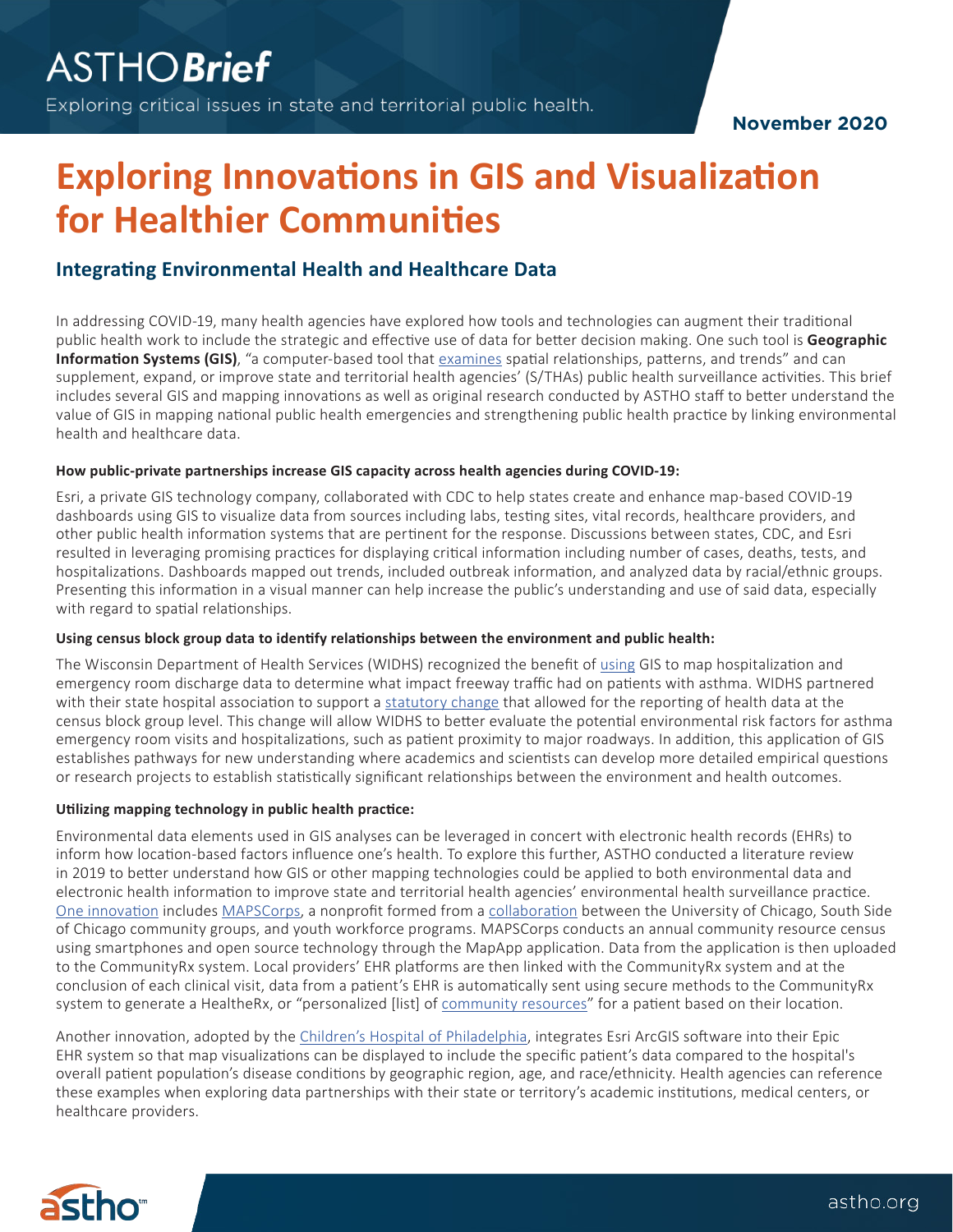# Exploring Innovations in GIS and Visualization for Healthier Communities

## Integrating Environmental Health and Healthcare Data

In addressing COVID-19, many health agencies have explored how tools and technologies can augment their traditional public health work to include the strategic and effective use of data for better decision making. One such tool is **Geographic Information Systems (GIS)**, "a computer-based tool that examines spatial relationships, patterns, and trends" and can supplement, expand, or improve state and territorial health agencies' (S/THAs) public health surveillance activities. This brief includes several GIS and mapping innovations as well as original research conducted by ASTHO staff to better understand the value of GIS in mapping national public health emergencies and strengthening public health practice by linking environmental health and healthcare data.

**How public-private partnerships increase GIS capacity across health agencies during COVID-19:**

Esri, a private GIS technology company, collaborated with CDC to help states create and enhance map-based COVID-19 dashboards using GIS to visualize data from sources including labs, testing sites, vital records, healthcare providers, and other public health information systems that are pertinent for the response. Discussions between states, CDC, and Esri resulted in leveraging promising practices for displaying critical information including number of cases, deaths, tests, and hospitalizations. Dashboards mapped out trends, included outbreak information, and analyzed data by racial/ethnic groups. Presenting this information in a visual manner can help increase the public's understanding and use of said data, especially with regard to spatial relationships.

**Using census block group data to identify relationships between the environment and public health:**

The Wisconsin Department of Health Services (WIDHS) recognized the benefit of using GIS to map hospitalization and emergency room discharge data to determine what impact freeway traffic had on patients with asthma. WIDHS partnered with their state hospital association to support a statutory change that allowed for the reporting of health data at the census block group level. This change will allow WIDHS to better evaluate the potential environmental risk factors for asthma emergency room visits and hospitalizations, such as patient proximity to major roadways. In addition, this application of GIS establishes pathways for new understanding where academics and scientists can develop more detailed empirical questions or research projects to establish statistically significant relationships between the environment and health outcomes.

**Utilizing mapping technology in public health practice:**

Environmental data elements used in GIS analyses can be leveraged in concert with electronic health records (EHRs) to inform how location-based factors influence one's health. To explore this further, ASTHO conducted a literature review in 2019 to better understand how GIS or other mapping technologies could be applied to both environmental data and electronic health information to improve state and territorial health agencies' environmental health surveillance practice. One innovation includes MAPSCorps, a nonprofit formed from a collaboration between the University of Chicago, South Side of Chicago community groups, and youth workforce programs. MAPSCorps conducts an annual community resource census using smartphones and open source technology through the MapApp application. Data from the application is then uploaded to the CommunityRx system. Local providers' EHR platforms are then linked with the CommunityRx system and at the conclusion of each clinical visit, data from a patient's EHR is automatically sent using secure methods to the CommunityRx system to generate a HealtheRx, or "personalized [list] of community resources" for a patient based on their location.

Another innovation, adopted by the Children's Hospital of Philadelphia, integrates Esri ArcGIS software into their Epic EHR system so that map visualizations can be displayed to include the specific patient's data compared to the hospital's overall patient population's disease conditions by geographic region, age, and race/ethnicity. Health agencies can reference these examples when exploring data partnerships with their state or territory's academic institutions, medical centers, or healthcare providers.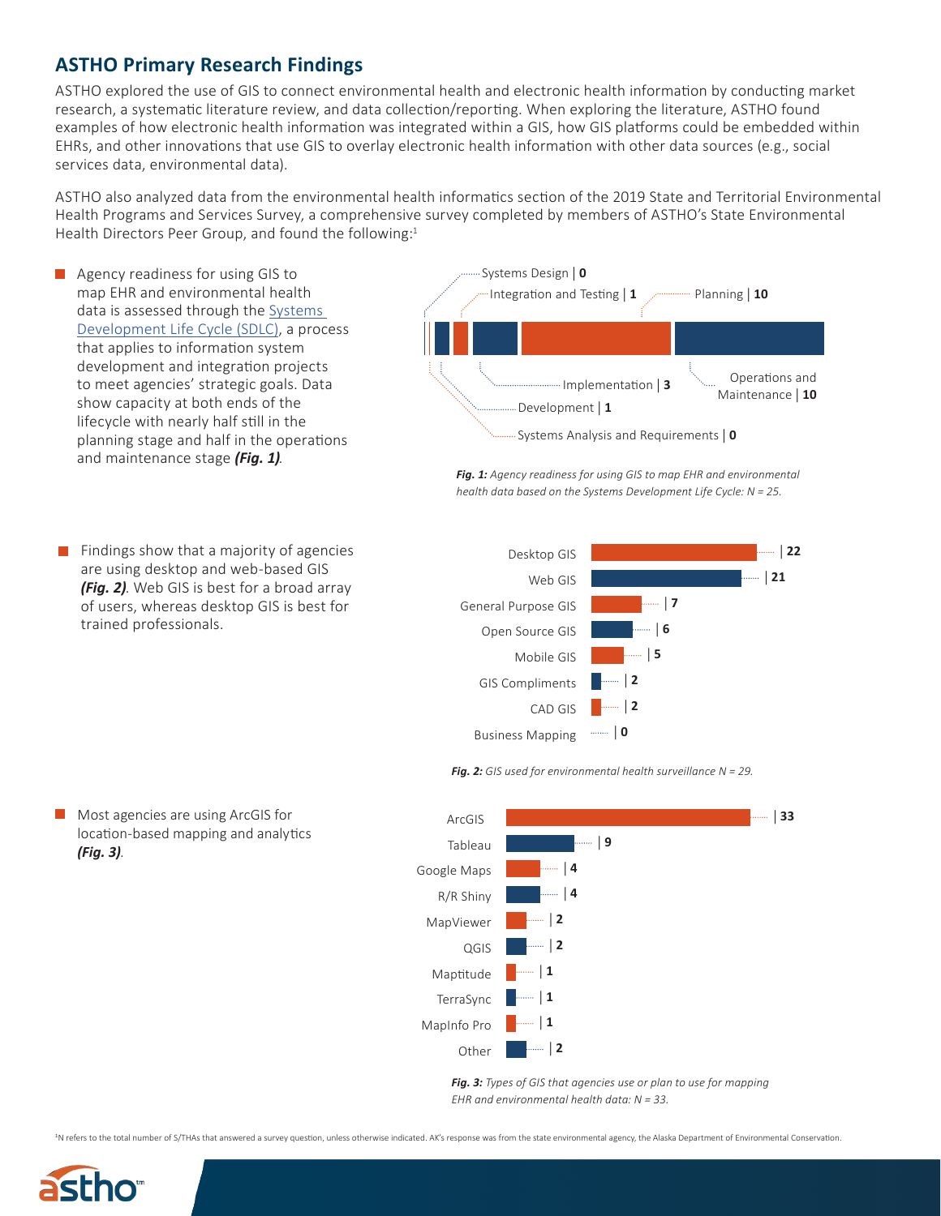## ASTHO Primary Research Findings

ASTHO explored the use of GIS to connect environmental health and electronic health information by conducting market research, a systematic literature review, and data collection/reporting. When exploring the literature, ASTHO found examples of how electronic health information was integrated within a GIS, how GIS platforms could be embedded within EHRs, and other innovations that use GIS to overlay electronic health information with other data sources (e.g., social services data, environmental data).

ASTHO also analyzed data from the environmental health informatics section of the 2019 State and Territorial Environmental Health Programs and Services Survey, a comprehensive survey completed by members of ASTHO's State Environmental Health Directors Peer Group, and found the following:[1]

- Agency readiness for using GIS to map EHR and environmental health data is assessed through the [Systems Development Life Cycle (SDLC)](), a process that applies to information system development and integration projects to meet agencies' strategic goals. Data show capacity at both ends of the lifecycle with nearly half still in the planning stage and half in the operations and maintenance stage ***(Fig. 1)***.

Systems Design | **0**
Integration and Testing | **1**
Planning | **10**
Implementation | **3**
Operations and Maintenance | **10**
Development | **1**
Systems Analysis and Requirements | **0**

***Fig. 1:*** *Agency readiness for using GIS to map EHR and environmental health data based on the Systems Development Life Cycle: N = 25.*

- Findings show that a majority of agencies are using desktop and web-based GIS ***(Fig. 2)***. Web GIS is best for a broad array of users, whereas desktop GIS is best for trained professionals.

Desktop GIS | **22**
Web GIS | **21**
General Purpose GIS | **7**
Open Source GIS | **6**
Mobile GIS | **5**
GIS Compliments | **2**
CAD GIS | **2**
Business Mapping | **0**

***Fig. 2:*** *GIS used for environmental health surveillance N = 29.*

- Most agencies are using ArcGIS for location-based mapping and analytics ***(Fig. 3)***.

ArcGIS | **33**
Tableau | **9**
Google Maps | **4**
R/R Shiny | **4**
MapViewer | **2**
QGIS | **2**
Maptitude | **1**
TerraSync | **1**
MapInfo Pro | **1**
Other | **2**

***Fig. 3:*** *Types of GIS that agencies use or plan to use for mapping EHR and environmental health data: N = 33.*

[1]N refers to the total number of S/THAs that answered a survey question, unless otherwise indicated. AK's response was from the state environmental agency, the Alaska Department of Environmental Conservation.